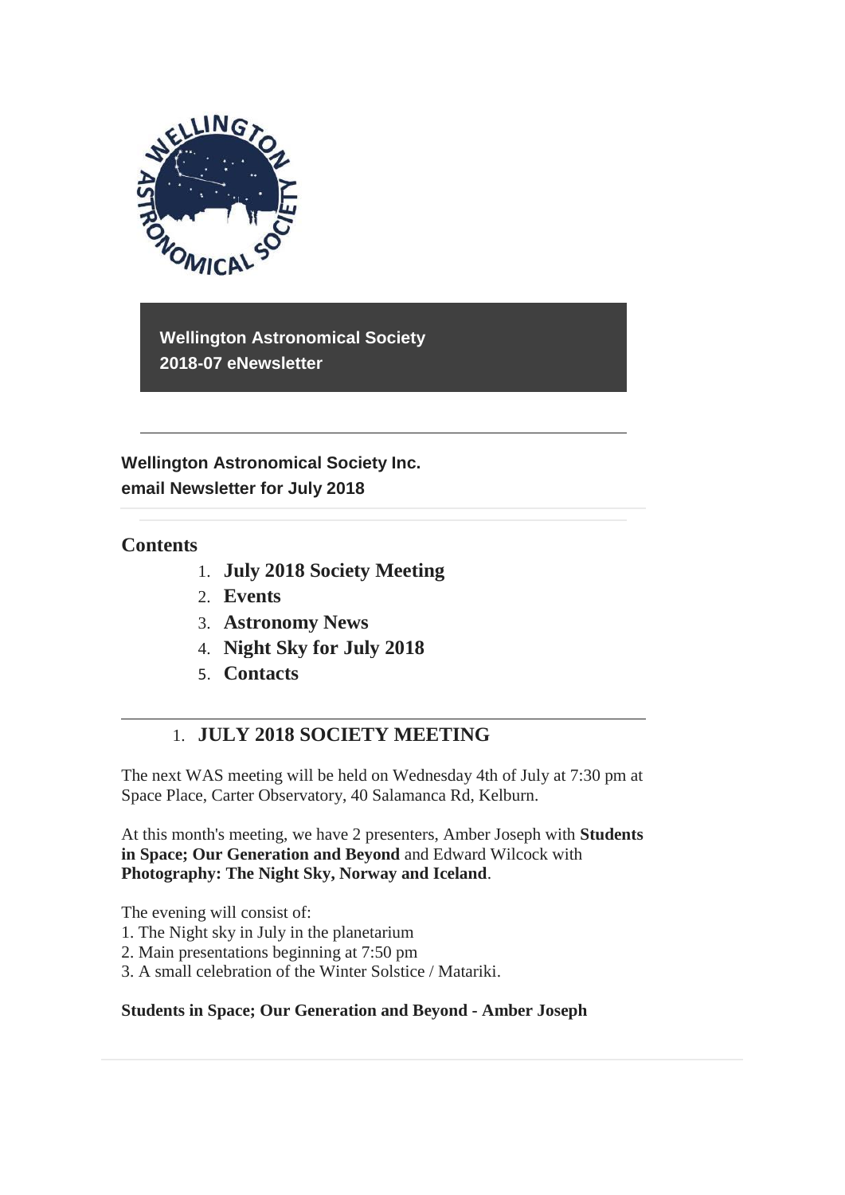**Wellington Astronomical Society**
**2018-07 eNewsletter**

---

**Wellington Astronomical Society Inc.**
**email Newsletter for July 2018**

## Contents

1. **July 2018 Society Meeting**
2. **Events**
3. **Astronomy News**
4. **Night Sky for July 2018**
5. **Contacts**

---

## 1. JULY 2018 SOCIETY MEETING

The next WAS meeting will be held on Wednesday 4th of July at 7:30 pm at Space Place, Carter Observatory, 40 Salamanca Rd, Kelburn.

At this month's meeting, we have 2 presenters, Amber Joseph with **Students in Space; Our Generation and Beyond** and Edward Wilcock with **Photography: The Night Sky, Norway and Iceland**.

The evening will consist of:
1. The Night sky in July in the planetarium
2. Main presentations beginning at 7:50 pm
3. A small celebration of the Winter Solstice / Matariki.

**Students in Space; Our Generation and Beyond - Amber Joseph**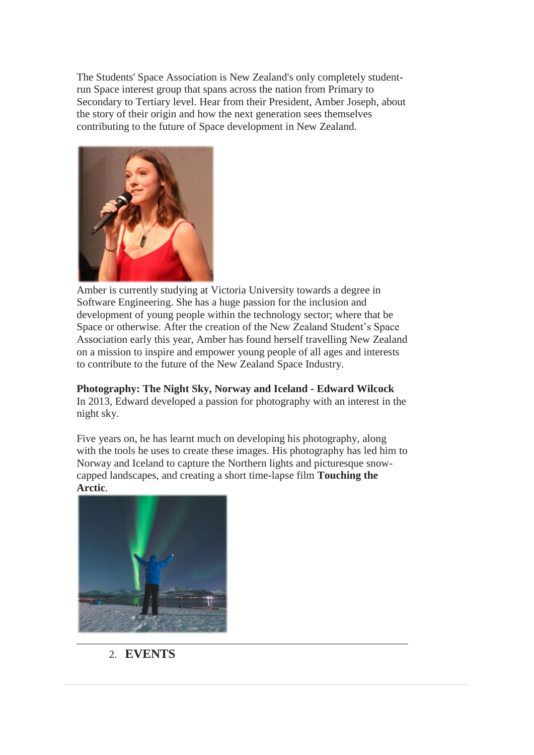The Students' Space Association is New Zealand's only completely student-run Space interest group that spans across the nation from Primary to Secondary to Tertiary level. Hear from their President, Amber Joseph, about the story of their origin and how the next generation sees themselves contributing to the future of Space development in New Zealand.

Amber is currently studying at Victoria University towards a degree in Software Engineering. She has a huge passion for the inclusion and development of young people within the technology sector; where that be Space or otherwise. After the creation of the New Zealand Student's Space Association early this year, Amber has found herself travelling New Zealand on a mission to inspire and empower young people of all ages and interests to contribute to the future of the New Zealand Space Industry.

**Photography: The Night Sky, Norway and Iceland - Edward Wilcock**
In 2013, Edward developed a passion for photography with an interest in the night sky.

Five years on, he has learnt much on developing his photography, along with the tools he uses to create these images. His photography has led him to Norway and Iceland to capture the Northern lights and picturesque snow-capped landscapes, and creating a short time-lapse film **Touching the Arctic**.

---

2. **EVENTS**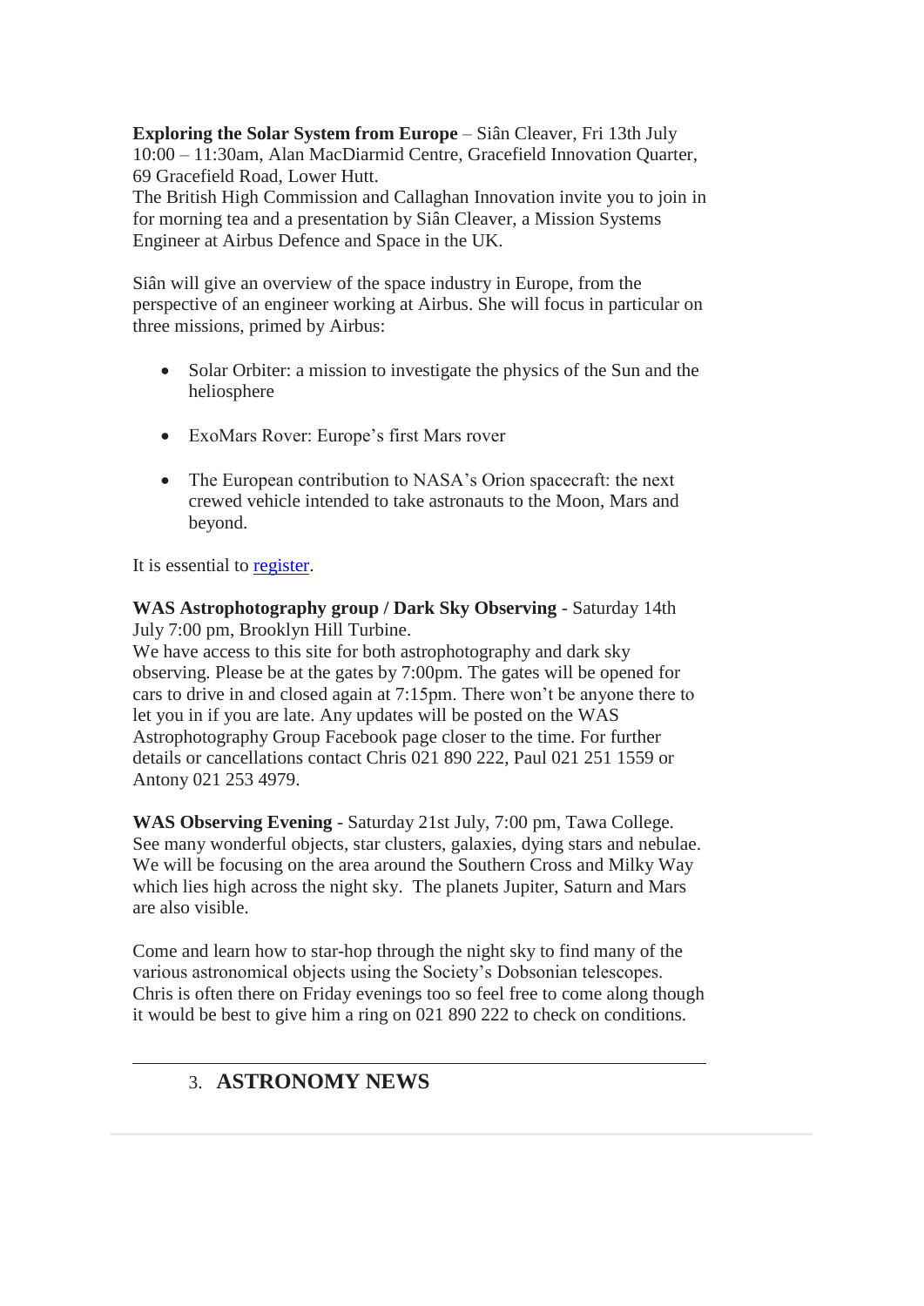**Exploring the Solar System from Europe** – Siân Cleaver, Fri 13th July 10:00 – 11:30am, Alan MacDiarmid Centre, Gracefield Innovation Quarter, 69 Gracefield Road, Lower Hutt.
The British High Commission and Callaghan Innovation invite you to join in for morning tea and a presentation by Siân Cleaver, a Mission Systems Engineer at Airbus Defence and Space in the UK.

Siân will give an overview of the space industry in Europe, from the perspective of an engineer working at Airbus. She will focus in particular on three missions, primed by Airbus:

- Solar Orbiter: a mission to investigate the physics of the Sun and the heliosphere
- ExoMars Rover: Europe's first Mars rover
- The European contribution to NASA's Orion spacecraft: the next crewed vehicle intended to take astronauts to the Moon, Mars and beyond.

It is essential to register.

**WAS Astrophotography group / Dark Sky Observing** - Saturday 14th July 7:00 pm, Brooklyn Hill Turbine.
We have access to this site for both astrophotography and dark sky observing. Please be at the gates by 7:00pm. The gates will be opened for cars to drive in and closed again at 7:15pm. There won't be anyone there to let you in if you are late. Any updates will be posted on the WAS Astrophotography Group Facebook page closer to the time. For further details or cancellations contact Chris 021 890 222, Paul 021 251 1559 or Antony 021 253 4979.

**WAS Observing Evening** - Saturday 21st July, 7:00 pm, Tawa College. See many wonderful objects, star clusters, galaxies, dying stars and nebulae. We will be focusing on the area around the Southern Cross and Milky Way which lies high across the night sky. The planets Jupiter, Saturn and Mars are also visible.

Come and learn how to star-hop through the night sky to find many of the various astronomical objects using the Society's Dobsonian telescopes. Chris is often there on Friday evenings too so feel free to come along though it would be best to give him a ring on 021 890 222 to check on conditions.

---

## 3. ASTRONOMY NEWS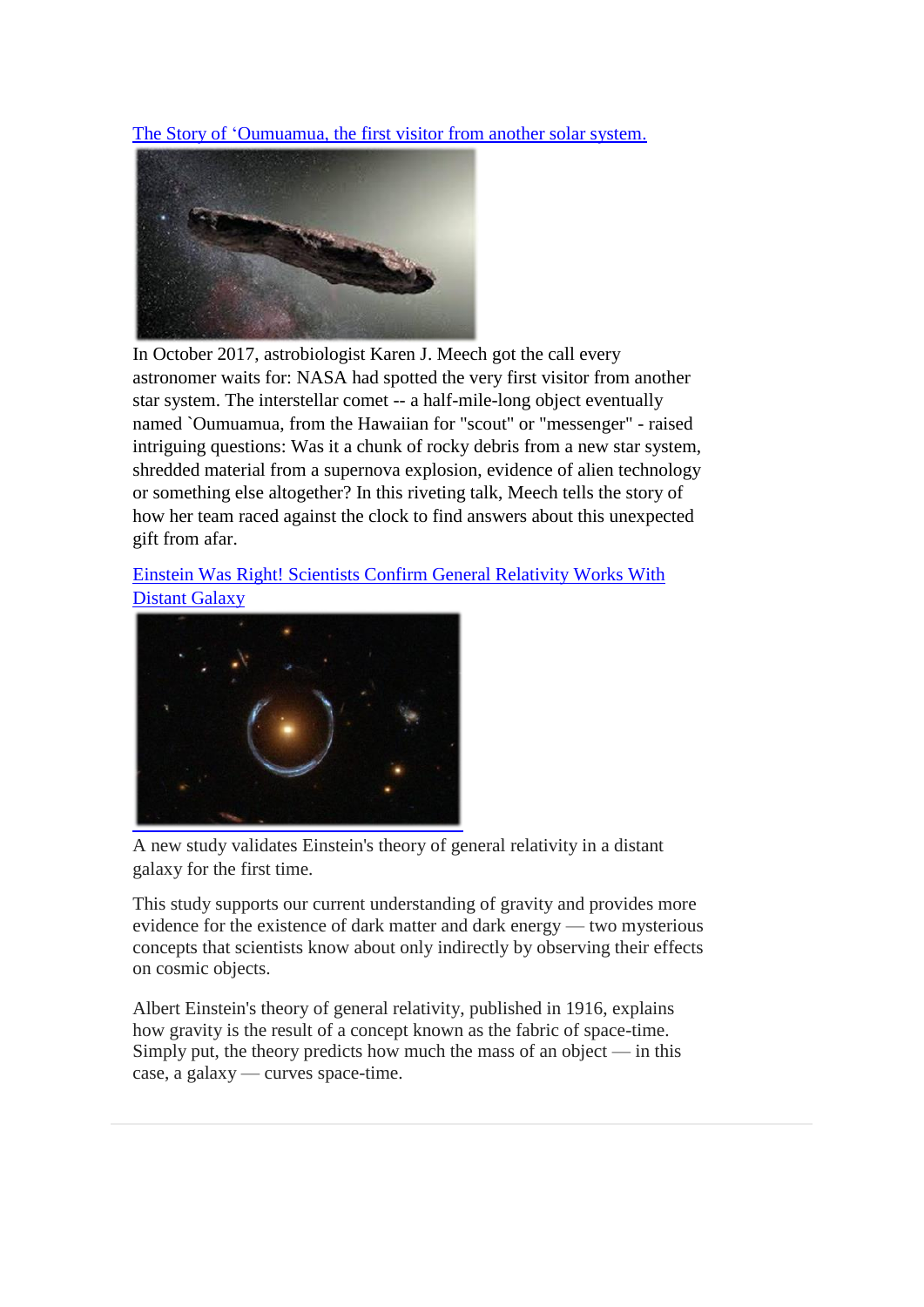[The Story of ‘Oumuamua, the first visitor from another solar system.]

In October 2017, astrobiologist Karen J. Meech got the call every astronomer waits for: NASA had spotted the very first visitor from another star system. The interstellar comet -- a half-mile-long object eventually named `Oumuamua, from the Hawaiian for "scout" or "messenger" - raised intriguing questions: Was it a chunk of rocky debris from a new star system, shredded material from a supernova explosion, evidence of alien technology or something else altogether? In this riveting talk, Meech tells the story of how her team raced against the clock to find answers about this unexpected gift from afar.

[Einstein Was Right! Scientists Confirm General Relativity Works With Distant Galaxy]

A new study validates Einstein's theory of general relativity in a distant galaxy for the first time.

This study supports our current understanding of gravity and provides more evidence for the existence of dark matter and dark energy — two mysterious concepts that scientists know about only indirectly by observing their effects on cosmic objects.

Albert Einstein's theory of general relativity, published in 1916, explains how gravity is the result of a concept known as the fabric of space-time. Simply put, the theory predicts how much the mass of an object — in this case, a galaxy — curves space-time.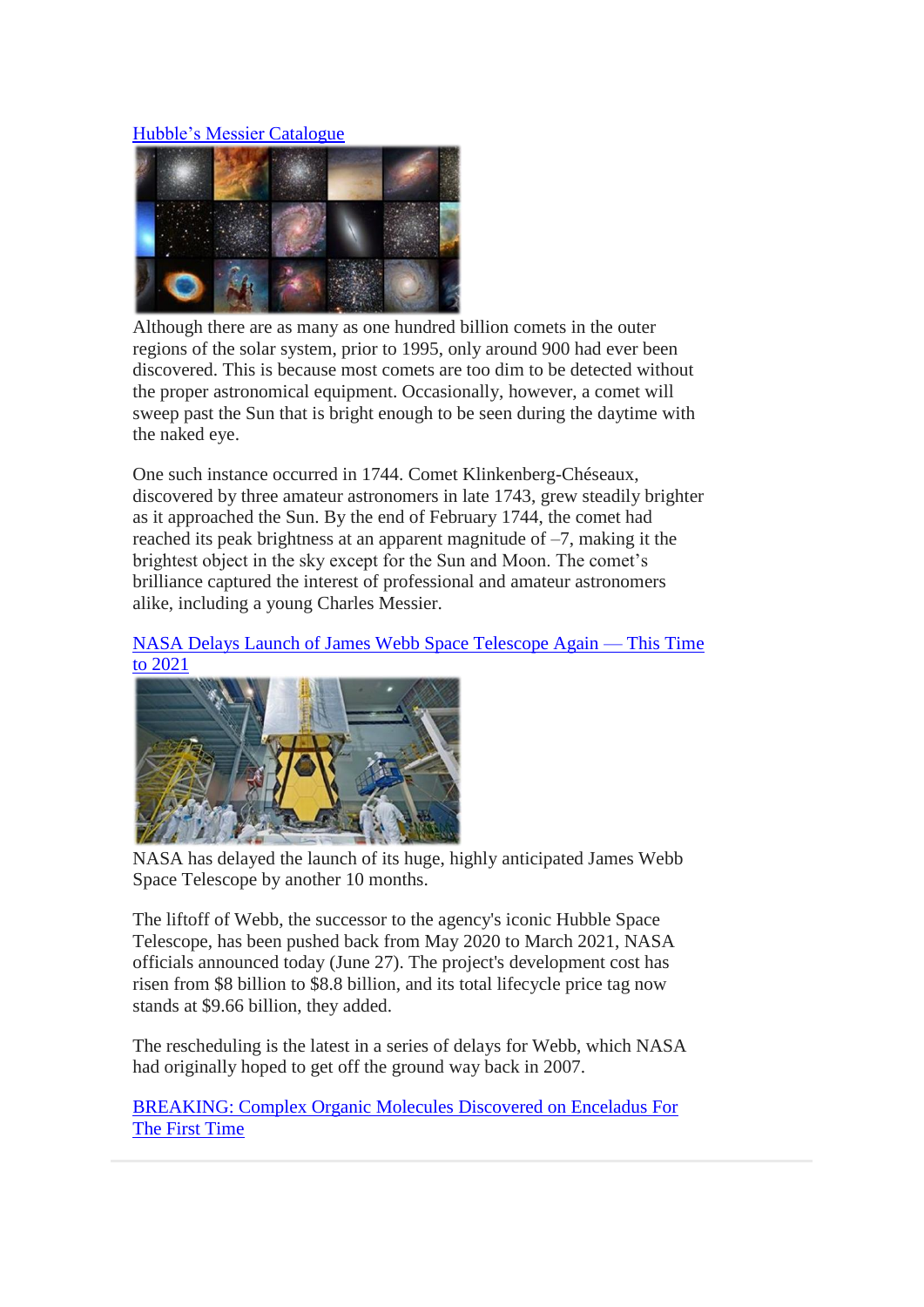[Hubble's Messier Catalogue]()

Although there are as many as one hundred billion comets in the outer regions of the solar system, prior to 1995, only around 900 had ever been discovered. This is because most comets are too dim to be detected without the proper astronomical equipment. Occasionally, however, a comet will sweep past the Sun that is bright enough to be seen during the daytime with the naked eye.

One such instance occurred in 1744. Comet Klinkenberg-Chéseaux, discovered by three amateur astronomers in late 1743, grew steadily brighter as it approached the Sun. By the end of February 1744, the comet had reached its peak brightness at an apparent magnitude of –7, making it the brightest object in the sky except for the Sun and Moon. The comet's brilliance captured the interest of professional and amateur astronomers alike, including a young Charles Messier.

[NASA Delays Launch of James Webb Space Telescope Again — This Time to 2021]()

NASA has delayed the launch of its huge, highly anticipated James Webb Space Telescope by another 10 months.

The liftoff of Webb, the successor to the agency's iconic Hubble Space Telescope, has been pushed back from May 2020 to March 2021, NASA officials announced today (June 27). The project's development cost has risen from $8 billion to $8.8 billion, and its total lifecycle price tag now stands at $9.66 billion, they added.

The rescheduling is the latest in a series of delays for Webb, which NASA had originally hoped to get off the ground way back in 2007.

[BREAKING: Complex Organic Molecules Discovered on Enceladus For The First Time]()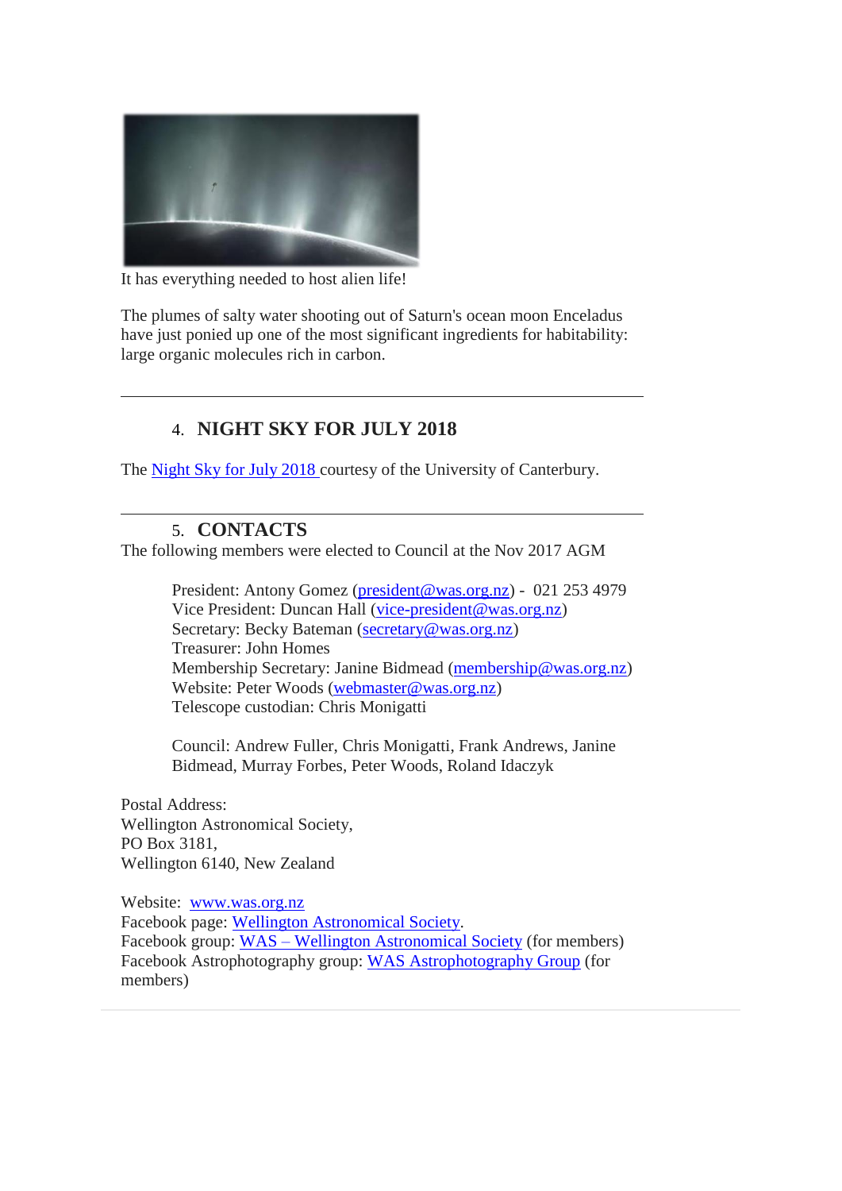It has everything needed to host alien life!

The plumes of salty water shooting out of Saturn's ocean moon Enceladus have just ponied up one of the most significant ingredients for habitability: large organic molecules rich in carbon.

---

## 4. NIGHT SKY FOR JULY 2018

The Night Sky for July 2018 courtesy of the University of Canterbury.

---

## 5. CONTACTS

The following members were elected to Council at the Nov 2017 AGM

President: Antony Gomez (president@was.org.nz) - 021 253 4979
Vice President: Duncan Hall (vice-president@was.org.nz)
Secretary: Becky Bateman (secretary@was.org.nz)
Treasurer: John Homes
Membership Secretary: Janine Bidmead (membership@was.org.nz)
Website: Peter Woods (webmaster@was.org.nz)
Telescope custodian: Chris Monigatti

Council: Andrew Fuller, Chris Monigatti, Frank Andrews, Janine Bidmead, Murray Forbes, Peter Woods, Roland Idaczyk

Postal Address:
Wellington Astronomical Society,
PO Box 3181,
Wellington 6140, New Zealand

Website: www.was.org.nz
Facebook page: Wellington Astronomical Society.
Facebook group: WAS – Wellington Astronomical Society (for members)
Facebook Astrophotography group: WAS Astrophotography Group (for members)